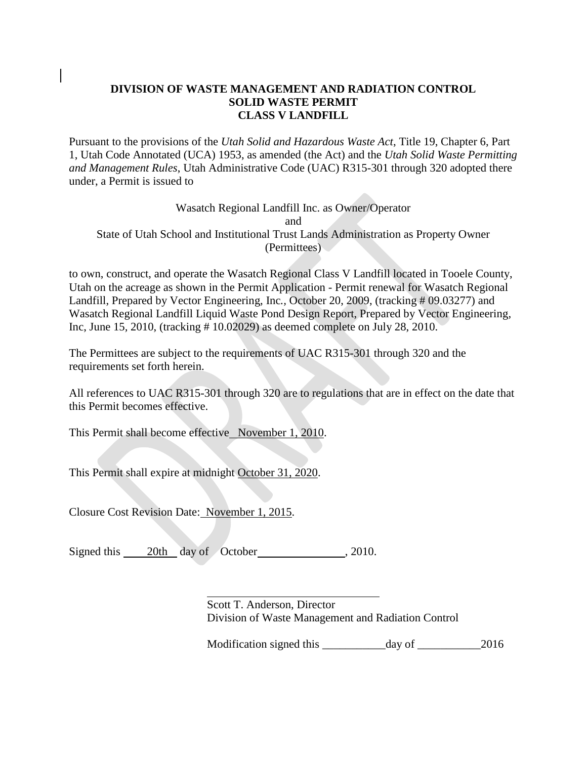**DIVISION OF WASTE MANAGEMENT AND RADIATION CONTROL**
**SOLID WASTE PERMIT**
**CLASS V LANDFILL**

Pursuant to the provisions of the *Utah Solid and Hazardous Waste Act*, Title 19, Chapter 6, Part 1, Utah Code Annotated (UCA) 1953, as amended (the Act) and the *Utah Solid Waste Permitting and Management Rules*, Utah Administrative Code (UAC) R315-301 through 320 adopted there under, a Permit is issued to

Wasatch Regional Landfill Inc. as Owner/Operator
and
State of Utah School and Institutional Trust Lands Administration as Property Owner
(Permittees)

to own, construct, and operate the Wasatch Regional Class V Landfill located in Tooele County, Utah on the acreage as shown in the Permit Application - Permit renewal for Wasatch Regional Landfill, Prepared by Vector Engineering, Inc., October 20, 2009, (tracking # 09.03277) and Wasatch Regional Landfill Liquid Waste Pond Design Report, Prepared by Vector Engineering, Inc, June 15, 2010, (tracking # 10.02029) as deemed complete on July 28, 2010.

The Permittees are subject to the requirements of UAC R315-301 through 320 and the requirements set forth herein.

All references to UAC R315-301 through 320 are to regulations that are in effect on the date that this Permit becomes effective.

This Permit shall become effective November 1, 2010.

This Permit shall expire at midnight October 31, 2020.

Closure Cost Revision Date: November 1, 2015.

Signed this 20th day of October, 2010.

Scott T. Anderson, Director
Division of Waste Management and Radiation Control

Modification signed this ___________day of ___________2016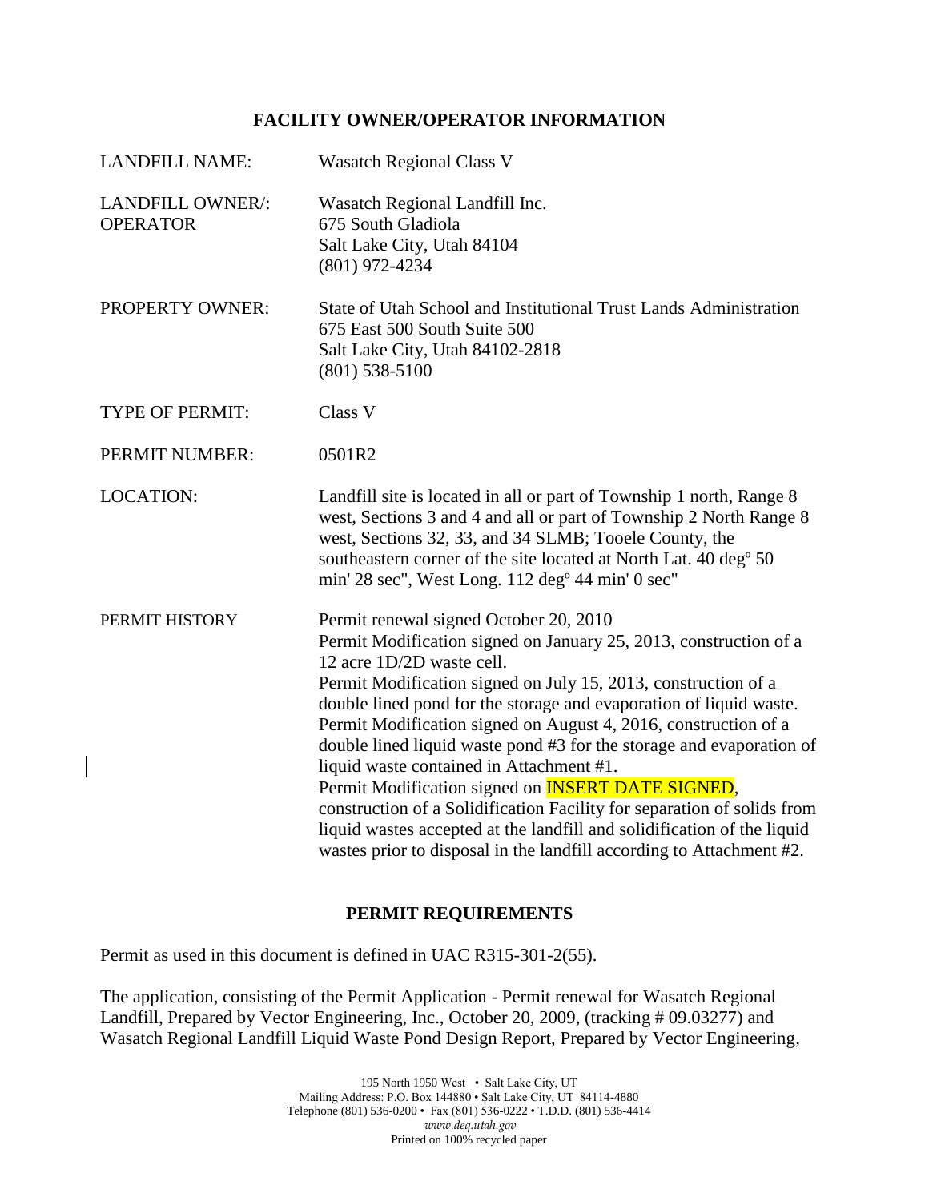## FACILITY OWNER/OPERATOR INFORMATION

| | |
|---|---|
| LANDFILL NAME: | Wasatch Regional Class V |
| LANDFILL OWNER/: OPERATOR | Wasatch Regional Landfill Inc.<br>675 South Gladiola<br>Salt Lake City, Utah 84104<br>(801) 972-4234 |
| PROPERTY OWNER: | State of Utah School and Institutional Trust Lands Administration<br>675 East 500 South Suite 500<br>Salt Lake City, Utah 84102-2818<br>(801) 538-5100 |
| TYPE OF PERMIT: | Class V |
| PERMIT NUMBER: | 0501R2 |
| LOCATION: | Landfill site is located in all or part of Township 1 north, Range 8 west, Sections 3 and 4 and all or part of Township 2 North Range 8 west, Sections 32, 33, and 34 SLMB; Tooele County, the southeastern corner of the site located at North Lat. 40 degº 50 min' 28 sec", West Long. 112 degº 44 min' 0 sec" |
| PERMIT HISTORY | Permit renewal signed October 20, 2010<br>Permit Modification signed on January 25, 2013, construction of a 12 acre 1D/2D waste cell.<br>Permit Modification signed on July 15, 2013, construction of a double lined pond for the storage and evaporation of liquid waste.<br>Permit Modification signed on August 4, 2016, construction of a double lined liquid waste pond #3 for the storage and evaporation of liquid waste contained in Attachment #1.<br>Permit Modification signed on INSERT DATE SIGNED, construction of a Solidification Facility for separation of solids from liquid wastes accepted at the landfill and solidification of the liquid wastes prior to disposal in the landfill according to Attachment #2. |

## PERMIT REQUIREMENTS

Permit as used in this document is defined in UAC R315-301-2(55).

The application, consisting of the Permit Application - Permit renewal for Wasatch Regional Landfill, Prepared by Vector Engineering, Inc., October 20, 2009, (tracking # 09.03277) and Wasatch Regional Landfill Liquid Waste Pond Design Report, Prepared by Vector Engineering,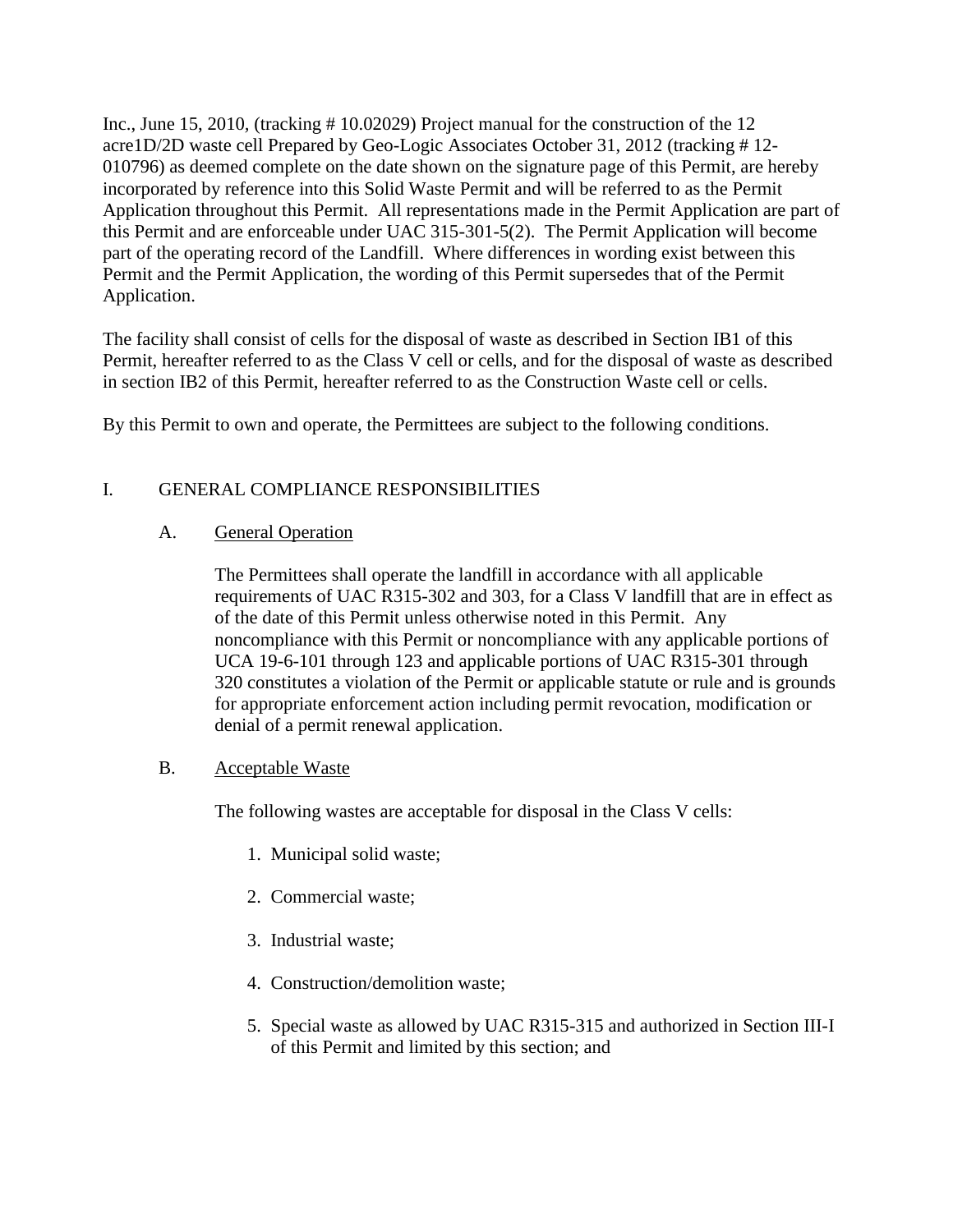Inc., June 15, 2010, (tracking # 10.02029) Project manual for the construction of the 12 acre1D/2D waste cell Prepared by Geo-Logic Associates October 31, 2012 (tracking # 12-010796) as deemed complete on the date shown on the signature page of this Permit, are hereby incorporated by reference into this Solid Waste Permit and will be referred to as the Permit Application throughout this Permit. All representations made in the Permit Application are part of this Permit and are enforceable under UAC 315-301-5(2). The Permit Application will become part of the operating record of the Landfill. Where differences in wording exist between this Permit and the Permit Application, the wording of this Permit supersedes that of the Permit Application.

The facility shall consist of cells for the disposal of waste as described in Section IB1 of this Permit, hereafter referred to as the Class V cell or cells, and for the disposal of waste as described in section IB2 of this Permit, hereafter referred to as the Construction Waste cell or cells.

By this Permit to own and operate, the Permittees are subject to the following conditions.

## I. GENERAL COMPLIANCE RESPONSIBILITIES

### A. General Operation

The Permittees shall operate the landfill in accordance with all applicable requirements of UAC R315-302 and 303, for a Class V landfill that are in effect as of the date of this Permit unless otherwise noted in this Permit. Any noncompliance with this Permit or noncompliance with any applicable portions of UCA 19-6-101 through 123 and applicable portions of UAC R315-301 through 320 constitutes a violation of the Permit or applicable statute or rule and is grounds for appropriate enforcement action including permit revocation, modification or denial of a permit renewal application.

### B. Acceptable Waste

The following wastes are acceptable for disposal in the Class V cells:

1. Municipal solid waste;
2. Commercial waste;
3. Industrial waste;
4. Construction/demolition waste;
5. Special waste as allowed by UAC R315-315 and authorized in Section III-I of this Permit and limited by this section; and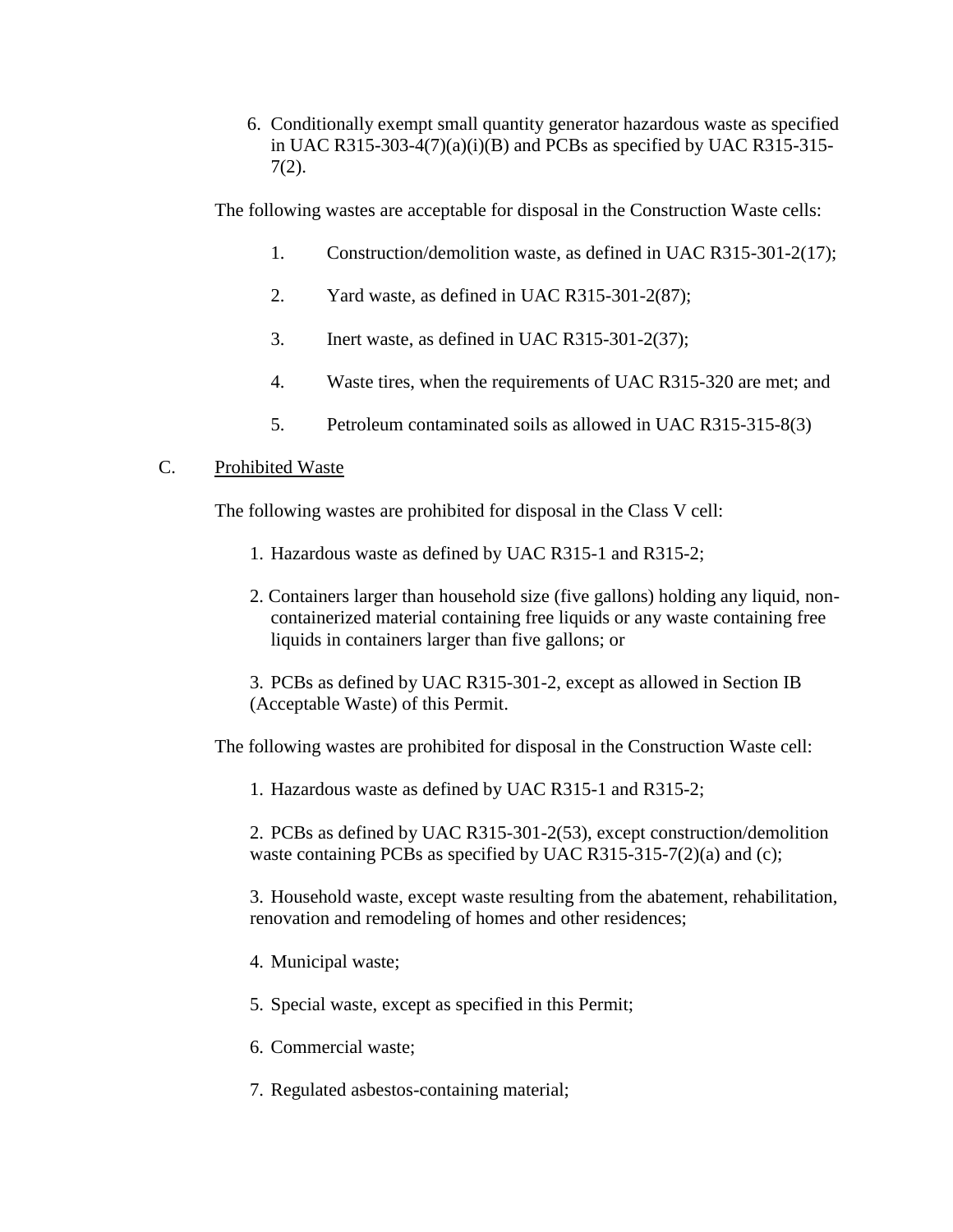6. Conditionally exempt small quantity generator hazardous waste as specified in UAC R315-303-4(7)(a)(i)(B) and PCBs as specified by UAC R315-315-7(2).

The following wastes are acceptable for disposal in the Construction Waste cells:

1. Construction/demolition waste, as defined in UAC R315-301-2(17);
2. Yard waste, as defined in UAC R315-301-2(87);
3. Inert waste, as defined in UAC R315-301-2(37);
4. Waste tires, when the requirements of UAC R315-320 are met; and
5. Petroleum contaminated soils as allowed in UAC R315-315-8(3)

C. <u>Prohibited Waste</u>

The following wastes are prohibited for disposal in the Class V cell:

1. Hazardous waste as defined by UAC R315-1 and R315-2;
2. Containers larger than household size (five gallons) holding any liquid, non-containerized material containing free liquids or any waste containing free liquids in containers larger than five gallons; or
3. PCBs as defined by UAC R315-301-2, except as allowed in Section IB (Acceptable Waste) of this Permit.

The following wastes are prohibited for disposal in the Construction Waste cell:

1. Hazardous waste as defined by UAC R315-1 and R315-2;
2. PCBs as defined by UAC R315-301-2(53), except construction/demolition waste containing PCBs as specified by UAC R315-315-7(2)(a) and (c);
3. Household waste, except waste resulting from the abatement, rehabilitation, renovation and remodeling of homes and other residences;
4. Municipal waste;
5. Special waste, except as specified in this Permit;
6. Commercial waste;
7. Regulated asbestos-containing material;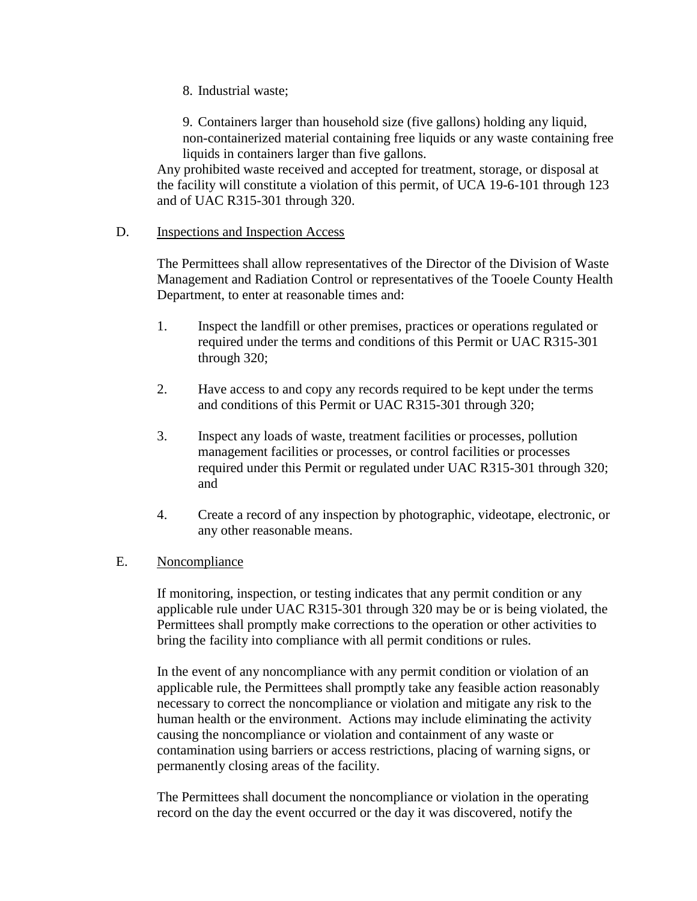8. Industrial waste;

9. Containers larger than household size (five gallons) holding any liquid, non-containerized material containing free liquids or any waste containing free liquids in containers larger than five gallons.

Any prohibited waste received and accepted for treatment, storage, or disposal at the facility will constitute a violation of this permit, of UCA 19-6-101 through 123 and of UAC R315-301 through 320.

D. Inspections and Inspection Access

The Permittees shall allow representatives of the Director of the Division of Waste Management and Radiation Control or representatives of the Tooele County Health Department, to enter at reasonable times and:

1. Inspect the landfill or other premises, practices or operations regulated or required under the terms and conditions of this Permit or UAC R315-301 through 320;

2. Have access to and copy any records required to be kept under the terms and conditions of this Permit or UAC R315-301 through 320;

3. Inspect any loads of waste, treatment facilities or processes, pollution management facilities or processes, or control facilities or processes required under this Permit or regulated under UAC R315-301 through 320; and

4. Create a record of any inspection by photographic, videotape, electronic, or any other reasonable means.

E. Noncompliance

If monitoring, inspection, or testing indicates that any permit condition or any applicable rule under UAC R315-301 through 320 may be or is being violated, the Permittees shall promptly make corrections to the operation or other activities to bring the facility into compliance with all permit conditions or rules.

In the event of any noncompliance with any permit condition or violation of an applicable rule, the Permittees shall promptly take any feasible action reasonably necessary to correct the noncompliance or violation and mitigate any risk to the human health or the environment. Actions may include eliminating the activity causing the noncompliance or violation and containment of any waste or contamination using barriers or access restrictions, placing of warning signs, or permanently closing areas of the facility.

The Permittees shall document the noncompliance or violation in the operating record on the day the event occurred or the day it was discovered, notify the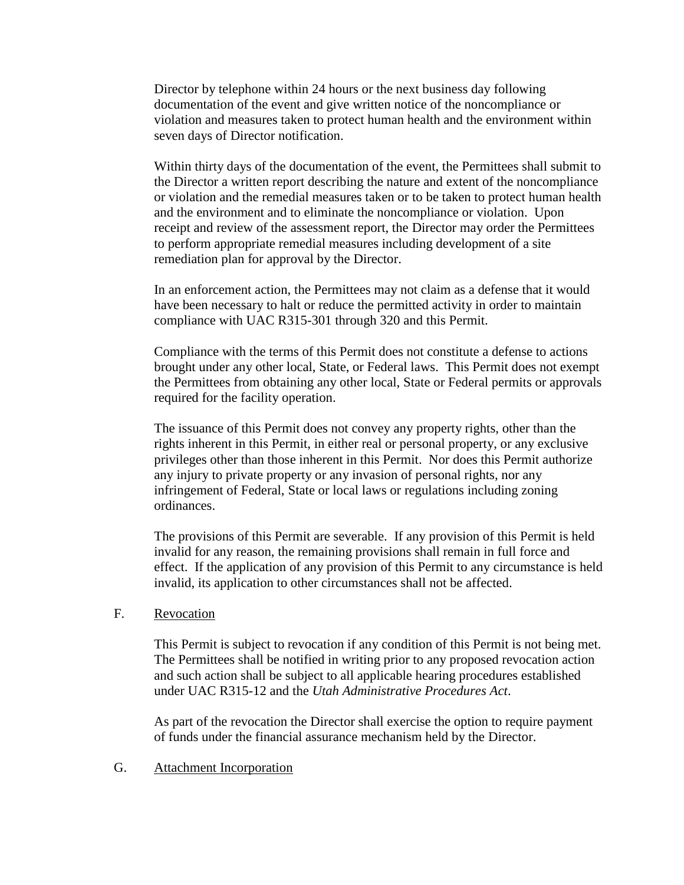Director by telephone within 24 hours or the next business day following documentation of the event and give written notice of the noncompliance or violation and measures taken to protect human health and the environment within seven days of Director notification.

Within thirty days of the documentation of the event, the Permittees shall submit to the Director a written report describing the nature and extent of the noncompliance or violation and the remedial measures taken or to be taken to protect human health and the environment and to eliminate the noncompliance or violation. Upon receipt and review of the assessment report, the Director may order the Permittees to perform appropriate remedial measures including development of a site remediation plan for approval by the Director.

In an enforcement action, the Permittees may not claim as a defense that it would have been necessary to halt or reduce the permitted activity in order to maintain compliance with UAC R315-301 through 320 and this Permit.

Compliance with the terms of this Permit does not constitute a defense to actions brought under any other local, State, or Federal laws. This Permit does not exempt the Permittees from obtaining any other local, State or Federal permits or approvals required for the facility operation.

The issuance of this Permit does not convey any property rights, other than the rights inherent in this Permit, in either real or personal property, or any exclusive privileges other than those inherent in this Permit. Nor does this Permit authorize any injury to private property or any invasion of personal rights, nor any infringement of Federal, State or local laws or regulations including zoning ordinances.

The provisions of this Permit are severable. If any provision of this Permit is held invalid for any reason, the remaining provisions shall remain in full force and effect. If the application of any provision of this Permit to any circumstance is held invalid, its application to other circumstances shall not be affected.

F. Revocation

This Permit is subject to revocation if any condition of this Permit is not being met. The Permittees shall be notified in writing prior to any proposed revocation action and such action shall be subject to all applicable hearing procedures established under UAC R315-12 and the *Utah Administrative Procedures Act*.

As part of the revocation the Director shall exercise the option to require payment of funds under the financial assurance mechanism held by the Director.

G. Attachment Incorporation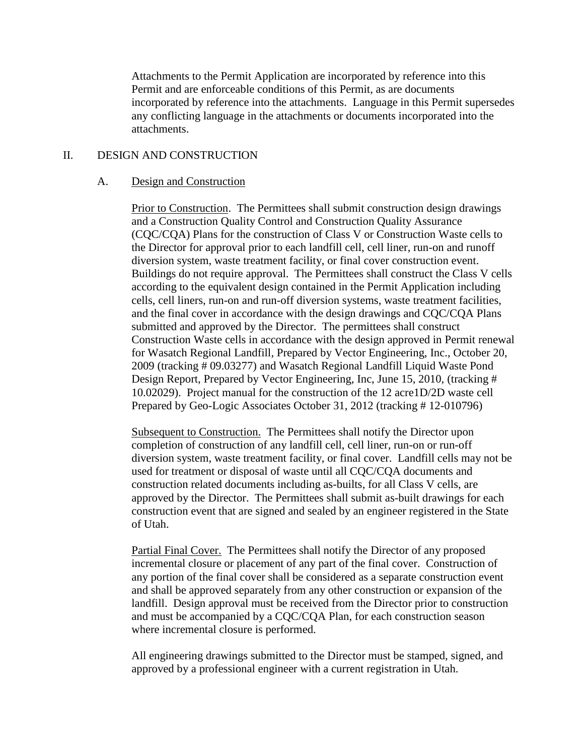Attachments to the Permit Application are incorporated by reference into this Permit and are enforceable conditions of this Permit, as are documents incorporated by reference into the attachments. Language in this Permit supersedes any conflicting language in the attachments or documents incorporated into the attachments.

## II. DESIGN AND CONSTRUCTION

### A. Design and Construction

Prior to Construction. The Permittees shall submit construction design drawings and a Construction Quality Control and Construction Quality Assurance (CQC/CQA) Plans for the construction of Class V or Construction Waste cells to the Director for approval prior to each landfill cell, cell liner, run-on and runoff diversion system, waste treatment facility, or final cover construction event. Buildings do not require approval. The Permittees shall construct the Class V cells according to the equivalent design contained in the Permit Application including cells, cell liners, run-on and run-off diversion systems, waste treatment facilities, and the final cover in accordance with the design drawings and CQC/CQA Plans submitted and approved by the Director. The permittees shall construct Construction Waste cells in accordance with the design approved in Permit renewal for Wasatch Regional Landfill, Prepared by Vector Engineering, Inc., October 20, 2009 (tracking # 09.03277) and Wasatch Regional Landfill Liquid Waste Pond Design Report, Prepared by Vector Engineering, Inc, June 15, 2010, (tracking # 10.02029). Project manual for the construction of the 12 acre1D/2D waste cell Prepared by Geo-Logic Associates October 31, 2012 (tracking # 12-010796)

Subsequent to Construction. The Permittees shall notify the Director upon completion of construction of any landfill cell, cell liner, run-on or run-off diversion system, waste treatment facility, or final cover. Landfill cells may not be used for treatment or disposal of waste until all CQC/CQA documents and construction related documents including as-builts, for all Class V cells, are approved by the Director. The Permittees shall submit as-built drawings for each construction event that are signed and sealed by an engineer registered in the State of Utah.

Partial Final Cover. The Permittees shall notify the Director of any proposed incremental closure or placement of any part of the final cover. Construction of any portion of the final cover shall be considered as a separate construction event and shall be approved separately from any other construction or expansion of the landfill. Design approval must be received from the Director prior to construction and must be accompanied by a CQC/CQA Plan, for each construction season where incremental closure is performed.

All engineering drawings submitted to the Director must be stamped, signed, and approved by a professional engineer with a current registration in Utah.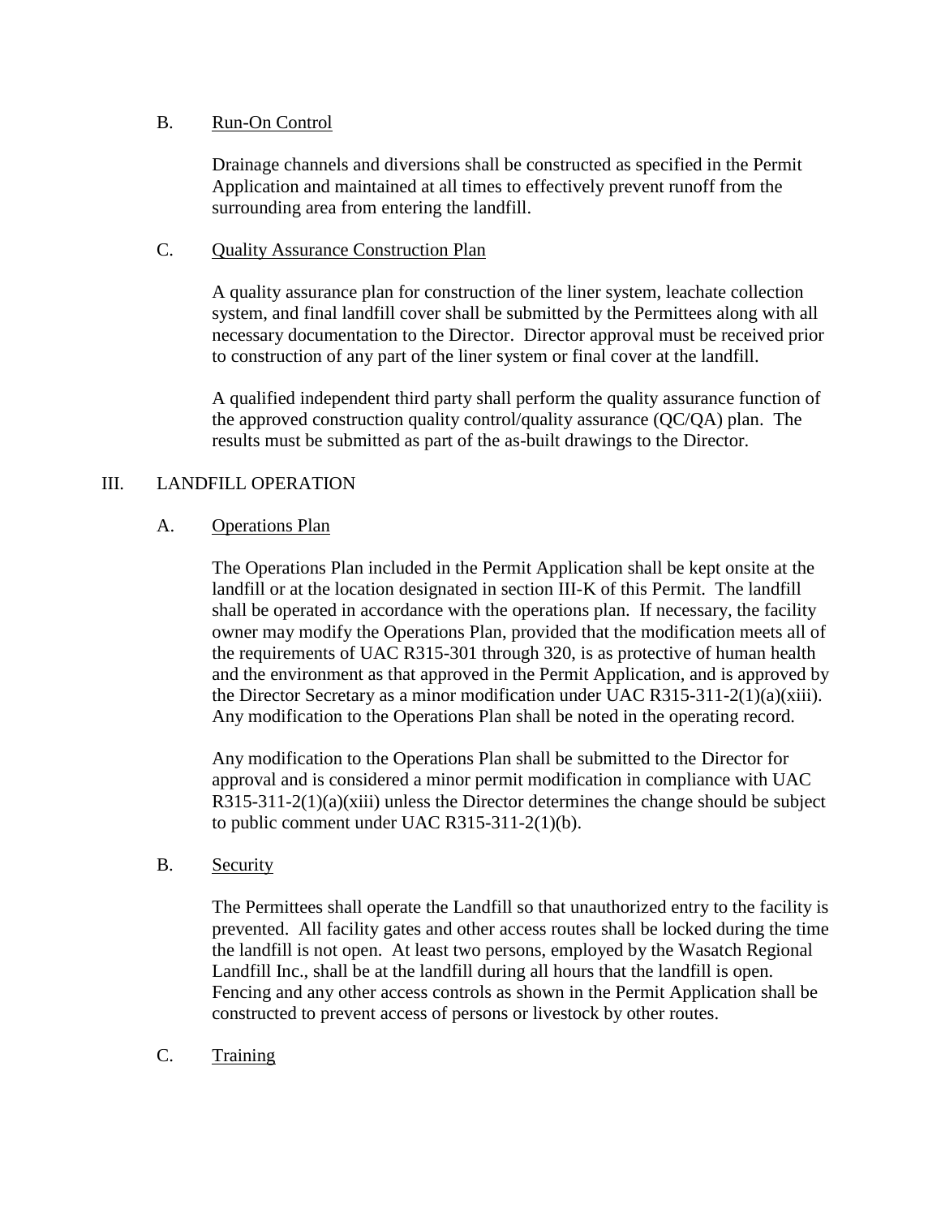### B. Run-On Control

Drainage channels and diversions shall be constructed as specified in the Permit Application and maintained at all times to effectively prevent runoff from the surrounding area from entering the landfill.

### C. Quality Assurance Construction Plan

A quality assurance plan for construction of the liner system, leachate collection system, and final landfill cover shall be submitted by the Permittees along with all necessary documentation to the Director. Director approval must be received prior to construction of any part of the liner system or final cover at the landfill.

A qualified independent third party shall perform the quality assurance function of the approved construction quality control/quality assurance (QC/QA) plan. The results must be submitted as part of the as-built drawings to the Director.

## III. LANDFILL OPERATION

### A. Operations Plan

The Operations Plan included in the Permit Application shall be kept onsite at the landfill or at the location designated in section III-K of this Permit. The landfill shall be operated in accordance with the operations plan. If necessary, the facility owner may modify the Operations Plan, provided that the modification meets all of the requirements of UAC R315-301 through 320, is as protective of human health and the environment as that approved in the Permit Application, and is approved by the Director Secretary as a minor modification under UAC R315-311-2(1)(a)(xiii). Any modification to the Operations Plan shall be noted in the operating record.

Any modification to the Operations Plan shall be submitted to the Director for approval and is considered a minor permit modification in compliance with UAC R315-311-2(1)(a)(xiii) unless the Director determines the change should be subject to public comment under UAC R315-311-2(1)(b).

### B. Security

The Permittees shall operate the Landfill so that unauthorized entry to the facility is prevented. All facility gates and other access routes shall be locked during the time the landfill is not open. At least two persons, employed by the Wasatch Regional Landfill Inc., shall be at the landfill during all hours that the landfill is open. Fencing and any other access controls as shown in the Permit Application shall be constructed to prevent access of persons or livestock by other routes.

### C. Training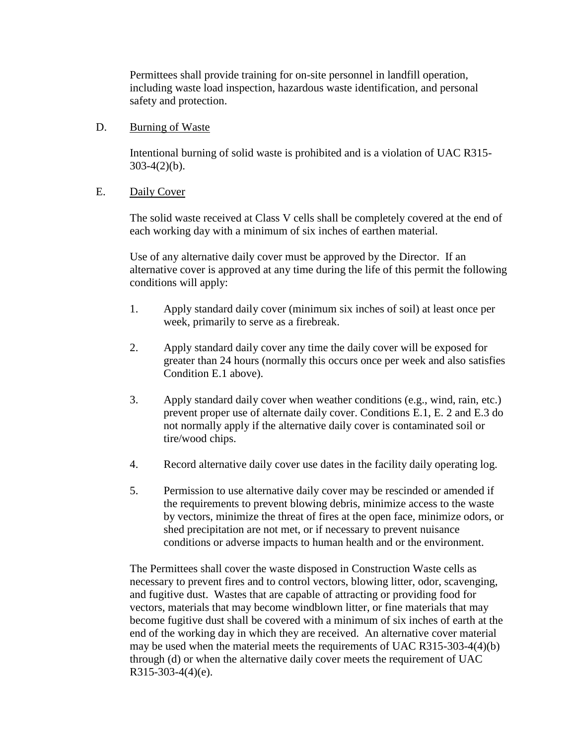Permittees shall provide training for on-site personnel in landfill operation, including waste load inspection, hazardous waste identification, and personal safety and protection.

D. Burning of Waste

Intentional burning of solid waste is prohibited and is a violation of UAC R315-303-4(2)(b).

E. Daily Cover

The solid waste received at Class V cells shall be completely covered at the end of each working day with a minimum of six inches of earthen material.

Use of any alternative daily cover must be approved by the Director. If an alternative cover is approved at any time during the life of this permit the following conditions will apply:

1. Apply standard daily cover (minimum six inches of soil) at least once per week, primarily to serve as a firebreak.

2. Apply standard daily cover any time the daily cover will be exposed for greater than 24 hours (normally this occurs once per week and also satisfies Condition E.1 above).

3. Apply standard daily cover when weather conditions (e.g., wind, rain, etc.) prevent proper use of alternate daily cover. Conditions E.1, E. 2 and E.3 do not normally apply if the alternative daily cover is contaminated soil or tire/wood chips.

4. Record alternative daily cover use dates in the facility daily operating log.

5. Permission to use alternative daily cover may be rescinded or amended if the requirements to prevent blowing debris, minimize access to the waste by vectors, minimize the threat of fires at the open face, minimize odors, or shed precipitation are not met, or if necessary to prevent nuisance conditions or adverse impacts to human health and or the environment.

The Permittees shall cover the waste disposed in Construction Waste cells as necessary to prevent fires and to control vectors, blowing litter, odor, scavenging, and fugitive dust. Wastes that are capable of attracting or providing food for vectors, materials that may become windblown litter, or fine materials that may become fugitive dust shall be covered with a minimum of six inches of earth at the end of the working day in which they are received. An alternative cover material may be used when the material meets the requirements of UAC R315-303-4(4)(b) through (d) or when the alternative daily cover meets the requirement of UAC R315-303-4(4)(e).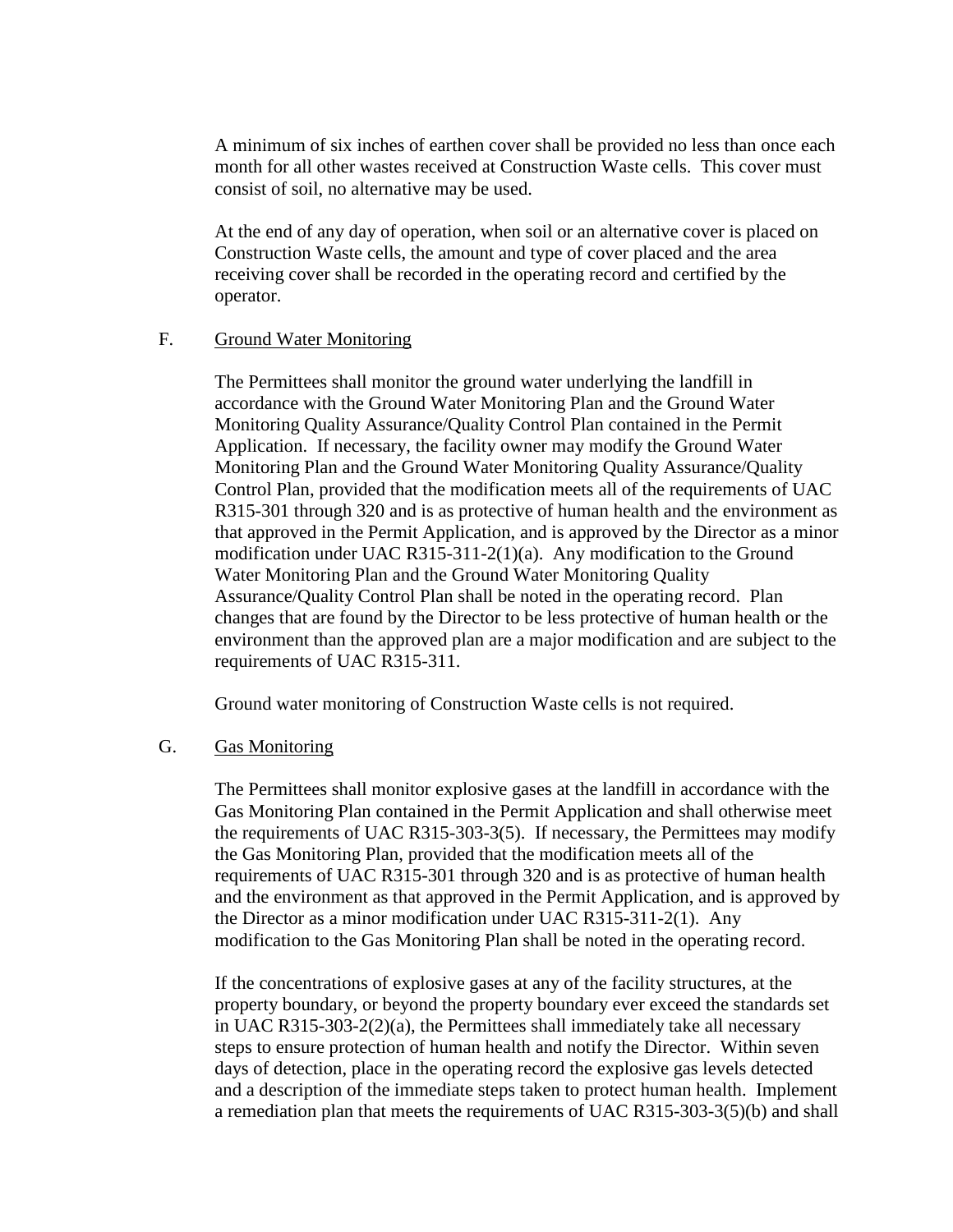A minimum of six inches of earthen cover shall be provided no less than once each month for all other wastes received at Construction Waste cells. This cover must consist of soil, no alternative may be used.

At the end of any day of operation, when soil or an alternative cover is placed on Construction Waste cells, the amount and type of cover placed and the area receiving cover shall be recorded in the operating record and certified by the operator.

F. Ground Water Monitoring

The Permittees shall monitor the ground water underlying the landfill in accordance with the Ground Water Monitoring Plan and the Ground Water Monitoring Quality Assurance/Quality Control Plan contained in the Permit Application. If necessary, the facility owner may modify the Ground Water Monitoring Plan and the Ground Water Monitoring Quality Assurance/Quality Control Plan, provided that the modification meets all of the requirements of UAC R315-301 through 320 and is as protective of human health and the environment as that approved in the Permit Application, and is approved by the Director as a minor modification under UAC R315-311-2(1)(a). Any modification to the Ground Water Monitoring Plan and the Ground Water Monitoring Quality Assurance/Quality Control Plan shall be noted in the operating record. Plan changes that are found by the Director to be less protective of human health or the environment than the approved plan are a major modification and are subject to the requirements of UAC R315-311.

Ground water monitoring of Construction Waste cells is not required.

G. Gas Monitoring

The Permittees shall monitor explosive gases at the landfill in accordance with the Gas Monitoring Plan contained in the Permit Application and shall otherwise meet the requirements of UAC R315-303-3(5). If necessary, the Permittees may modify the Gas Monitoring Plan, provided that the modification meets all of the requirements of UAC R315-301 through 320 and is as protective of human health and the environment as that approved in the Permit Application, and is approved by the Director as a minor modification under UAC R315-311-2(1). Any modification to the Gas Monitoring Plan shall be noted in the operating record.

If the concentrations of explosive gases at any of the facility structures, at the property boundary, or beyond the property boundary ever exceed the standards set in UAC R315-303-2(2)(a), the Permittees shall immediately take all necessary steps to ensure protection of human health and notify the Director. Within seven days of detection, place in the operating record the explosive gas levels detected and a description of the immediate steps taken to protect human health. Implement a remediation plan that meets the requirements of UAC R315-303-3(5)(b) and shall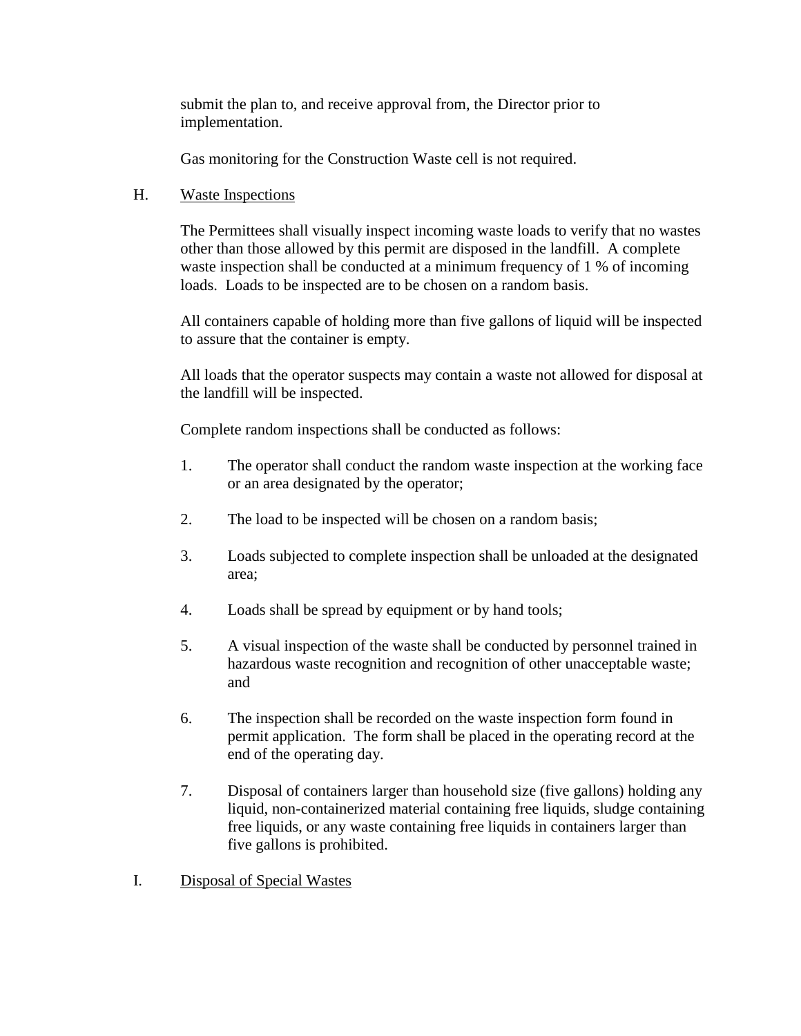submit the plan to, and receive approval from, the Director prior to implementation.

Gas monitoring for the Construction Waste cell is not required.

H. Waste Inspections

The Permittees shall visually inspect incoming waste loads to verify that no wastes other than those allowed by this permit are disposed in the landfill. A complete waste inspection shall be conducted at a minimum frequency of 1 % of incoming loads. Loads to be inspected are to be chosen on a random basis.

All containers capable of holding more than five gallons of liquid will be inspected to assure that the container is empty.

All loads that the operator suspects may contain a waste not allowed for disposal at the landfill will be inspected.

Complete random inspections shall be conducted as follows:

1. The operator shall conduct the random waste inspection at the working face or an area designated by the operator;

2. The load to be inspected will be chosen on a random basis;

3. Loads subjected to complete inspection shall be unloaded at the designated area;

4. Loads shall be spread by equipment or by hand tools;

5. A visual inspection of the waste shall be conducted by personnel trained in hazardous waste recognition and recognition of other unacceptable waste; and

6. The inspection shall be recorded on the waste inspection form found in permit application. The form shall be placed in the operating record at the end of the operating day.

7. Disposal of containers larger than household size (five gallons) holding any liquid, non-containerized material containing free liquids, sludge containing free liquids, or any waste containing free liquids in containers larger than five gallons is prohibited.

I. Disposal of Special Wastes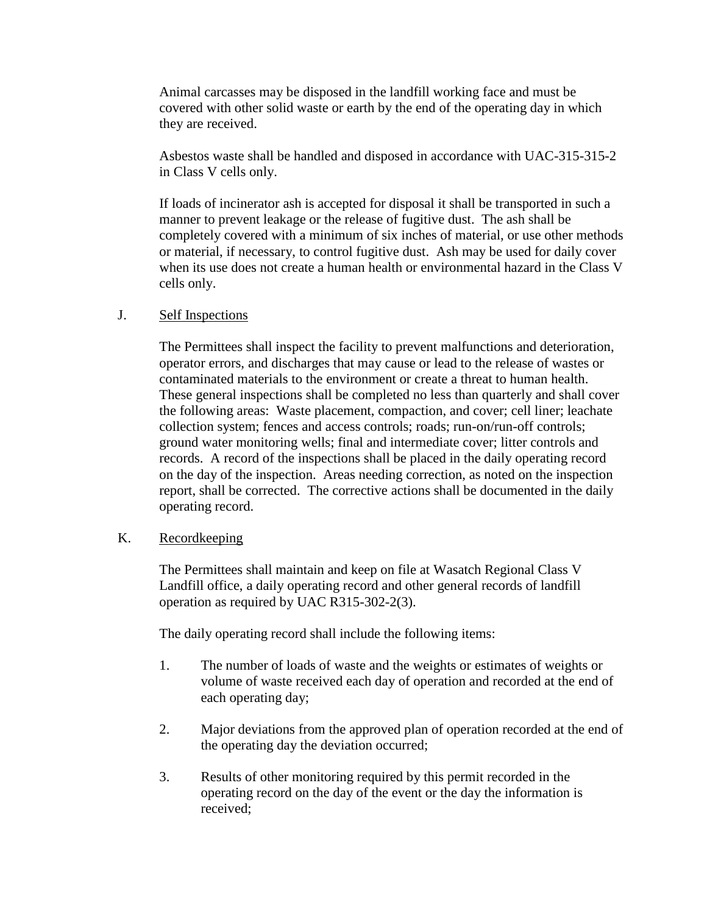Animal carcasses may be disposed in the landfill working face and must be covered with other solid waste or earth by the end of the operating day in which they are received.

Asbestos waste shall be handled and disposed in accordance with UAC-315-315-2 in Class V cells only.

If loads of incinerator ash is accepted for disposal it shall be transported in such a manner to prevent leakage or the release of fugitive dust. The ash shall be completely covered with a minimum of six inches of material, or use other methods or material, if necessary, to control fugitive dust. Ash may be used for daily cover when its use does not create a human health or environmental hazard in the Class V cells only.

J. Self Inspections

The Permittees shall inspect the facility to prevent malfunctions and deterioration, operator errors, and discharges that may cause or lead to the release of wastes or contaminated materials to the environment or create a threat to human health. These general inspections shall be completed no less than quarterly and shall cover the following areas: Waste placement, compaction, and cover; cell liner; leachate collection system; fences and access controls; roads; run-on/run-off controls; ground water monitoring wells; final and intermediate cover; litter controls and records. A record of the inspections shall be placed in the daily operating record on the day of the inspection. Areas needing correction, as noted on the inspection report, shall be corrected. The corrective actions shall be documented in the daily operating record.

K. Recordkeeping

The Permittees shall maintain and keep on file at Wasatch Regional Class V Landfill office, a daily operating record and other general records of landfill operation as required by UAC R315-302-2(3).

The daily operating record shall include the following items:

1. The number of loads of waste and the weights or estimates of weights or volume of waste received each day of operation and recorded at the end of each operating day;

2. Major deviations from the approved plan of operation recorded at the end of the operating day the deviation occurred;

3. Results of other monitoring required by this permit recorded in the operating record on the day of the event or the day the information is received;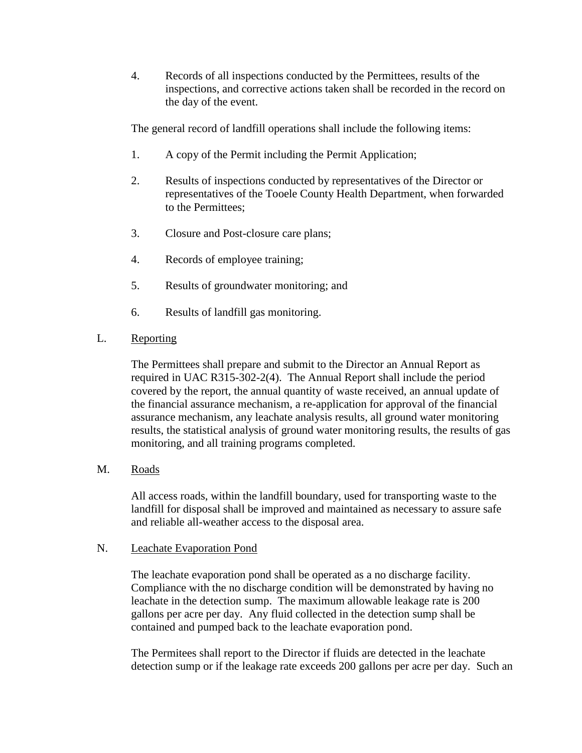4. Records of all inspections conducted by the Permittees, results of the inspections, and corrective actions taken shall be recorded in the record on the day of the event.

The general record of landfill operations shall include the following items:

1. A copy of the Permit including the Permit Application;

2. Results of inspections conducted by representatives of the Director or representatives of the Tooele County Health Department, when forwarded to the Permittees;

3. Closure and Post-closure care plans;

4. Records of employee training;

5. Results of groundwater monitoring; and

6. Results of landfill gas monitoring.

L. Reporting

The Permittees shall prepare and submit to the Director an Annual Report as required in UAC R315-302-2(4). The Annual Report shall include the period covered by the report, the annual quantity of waste received, an annual update of the financial assurance mechanism, a re-application for approval of the financial assurance mechanism, any leachate analysis results, all ground water monitoring results, the statistical analysis of ground water monitoring results, the results of gas monitoring, and all training programs completed.

M. Roads

All access roads, within the landfill boundary, used for transporting waste to the landfill for disposal shall be improved and maintained as necessary to assure safe and reliable all-weather access to the disposal area.

N. Leachate Evaporation Pond

The leachate evaporation pond shall be operated as a no discharge facility. Compliance with the no discharge condition will be demonstrated by having no leachate in the detection sump. The maximum allowable leakage rate is 200 gallons per acre per day. Any fluid collected in the detection sump shall be contained and pumped back to the leachate evaporation pond.

The Permitees shall report to the Director if fluids are detected in the leachate detection sump or if the leakage rate exceeds 200 gallons per acre per day. Such an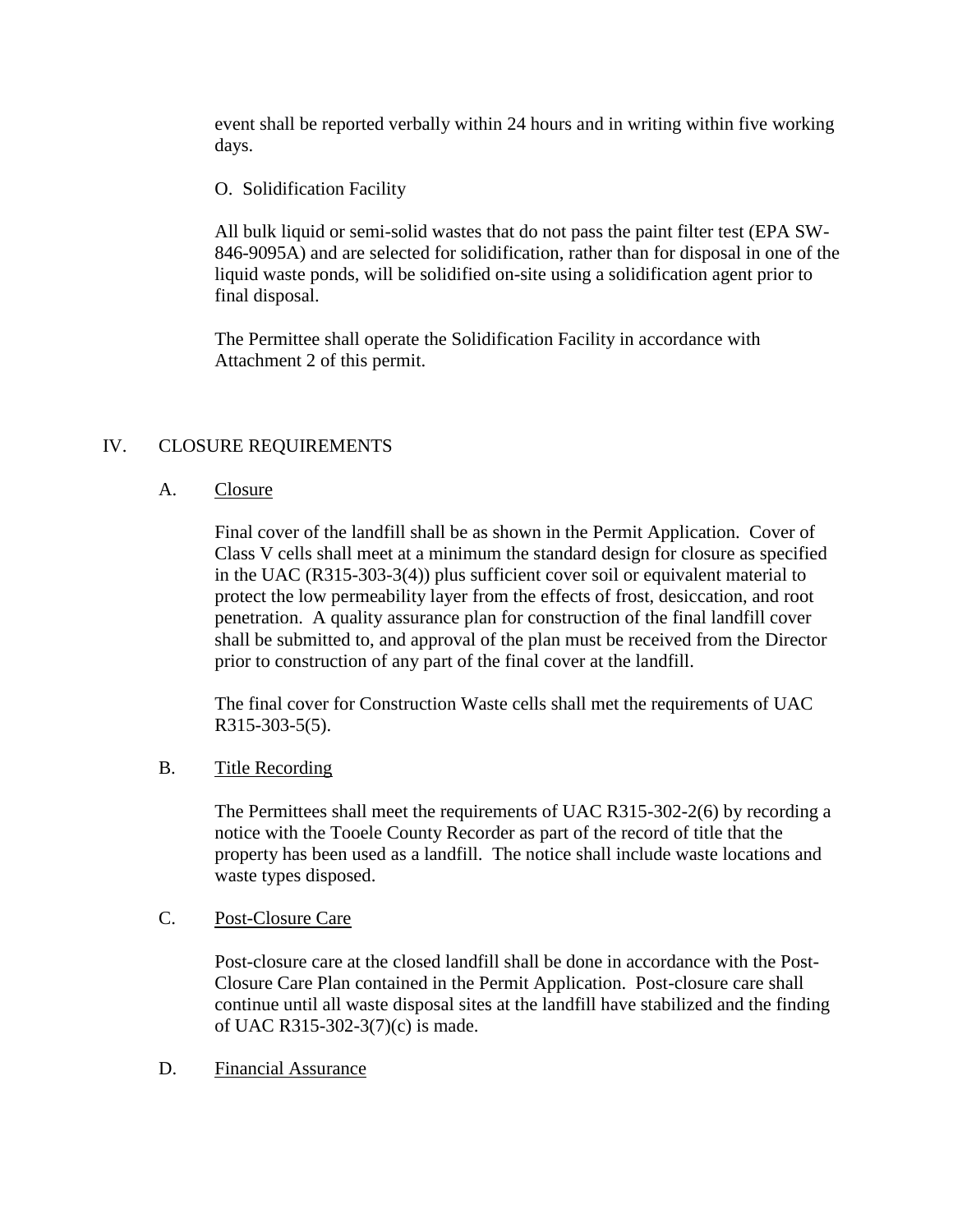event shall be reported verbally within 24 hours and in writing within five working days.

O. Solidification Facility

All bulk liquid or semi-solid wastes that do not pass the paint filter test (EPA SW-846-9095A) and are selected for solidification, rather than for disposal in one of the liquid waste ponds, will be solidified on-site using a solidification agent prior to final disposal.

The Permittee shall operate the Solidification Facility in accordance with Attachment 2 of this permit.

## IV. CLOSURE REQUIREMENTS

### A. Closure

Final cover of the landfill shall be as shown in the Permit Application. Cover of Class V cells shall meet at a minimum the standard design for closure as specified in the UAC (R315-303-3(4)) plus sufficient cover soil or equivalent material to protect the low permeability layer from the effects of frost, desiccation, and root penetration. A quality assurance plan for construction of the final landfill cover shall be submitted to, and approval of the plan must be received from the Director prior to construction of any part of the final cover at the landfill.

The final cover for Construction Waste cells shall met the requirements of UAC R315-303-5(5).

### B. Title Recording

The Permittees shall meet the requirements of UAC R315-302-2(6) by recording a notice with the Tooele County Recorder as part of the record of title that the property has been used as a landfill. The notice shall include waste locations and waste types disposed.

### C. Post-Closure Care

Post-closure care at the closed landfill shall be done in accordance with the Post-Closure Care Plan contained in the Permit Application. Post-closure care shall continue until all waste disposal sites at the landfill have stabilized and the finding of UAC R315-302-3(7)(c) is made.

### D. Financial Assurance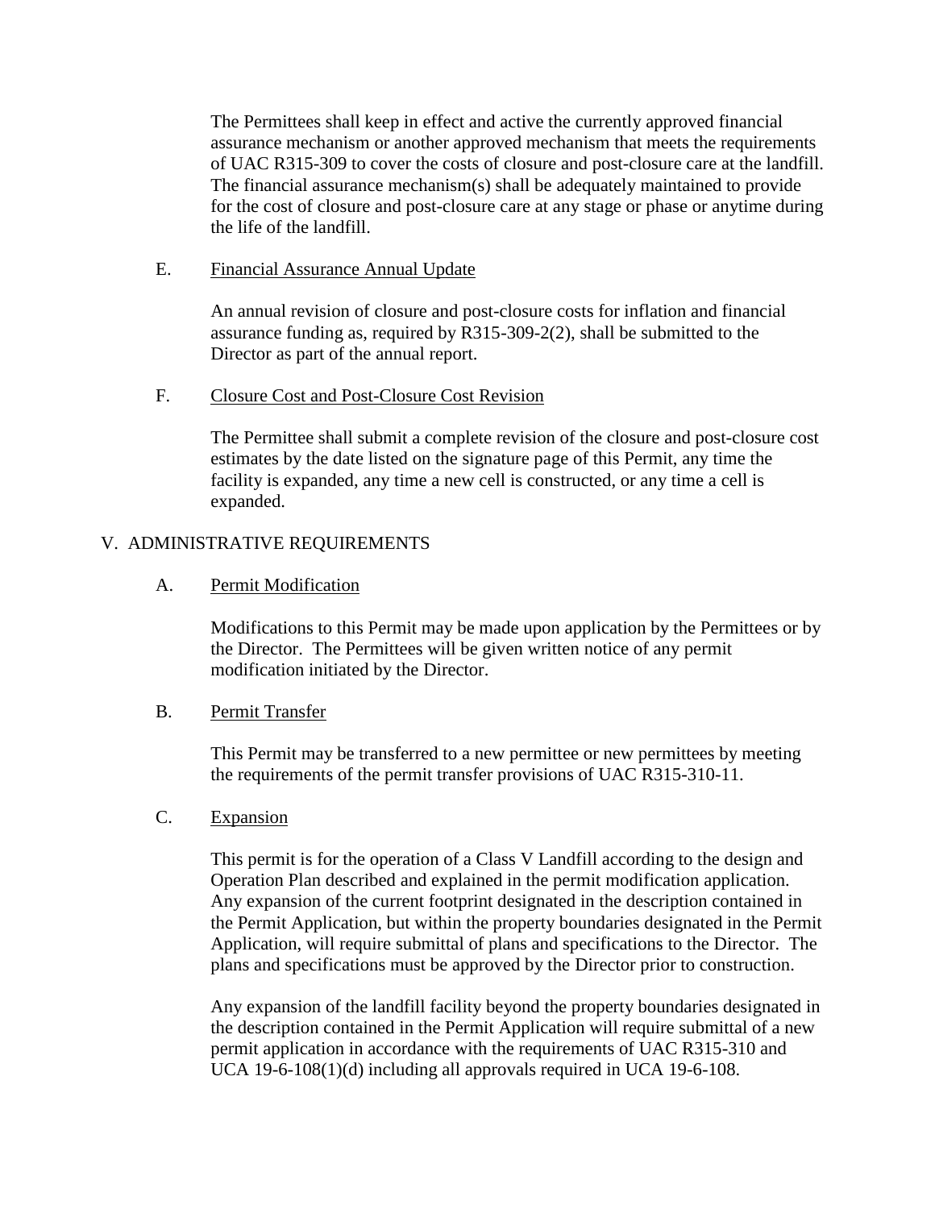The Permittees shall keep in effect and active the currently approved financial assurance mechanism or another approved mechanism that meets the requirements of UAC R315-309 to cover the costs of closure and post-closure care at the landfill. The financial assurance mechanism(s) shall be adequately maintained to provide for the cost of closure and post-closure care at any stage or phase or anytime during the life of the landfill.

E. Financial Assurance Annual Update

An annual revision of closure and post-closure costs for inflation and financial assurance funding as, required by R315-309-2(2), shall be submitted to the Director as part of the annual report.

F. Closure Cost and Post-Closure Cost Revision

The Permittee shall submit a complete revision of the closure and post-closure cost estimates by the date listed on the signature page of this Permit, any time the facility is expanded, any time a new cell is constructed, or any time a cell is expanded.

## V. ADMINISTRATIVE REQUIREMENTS

A. Permit Modification

Modifications to this Permit may be made upon application by the Permittees or by the Director. The Permittees will be given written notice of any permit modification initiated by the Director.

B. Permit Transfer

This Permit may be transferred to a new permittee or new permittees by meeting the requirements of the permit transfer provisions of UAC R315-310-11.

C. Expansion

This permit is for the operation of a Class V Landfill according to the design and Operation Plan described and explained in the permit modification application. Any expansion of the current footprint designated in the description contained in the Permit Application, but within the property boundaries designated in the Permit Application, will require submittal of plans and specifications to the Director. The plans and specifications must be approved by the Director prior to construction.

Any expansion of the landfill facility beyond the property boundaries designated in the description contained in the Permit Application will require submittal of a new permit application in accordance with the requirements of UAC R315-310 and UCA 19-6-108(1)(d) including all approvals required in UCA 19-6-108.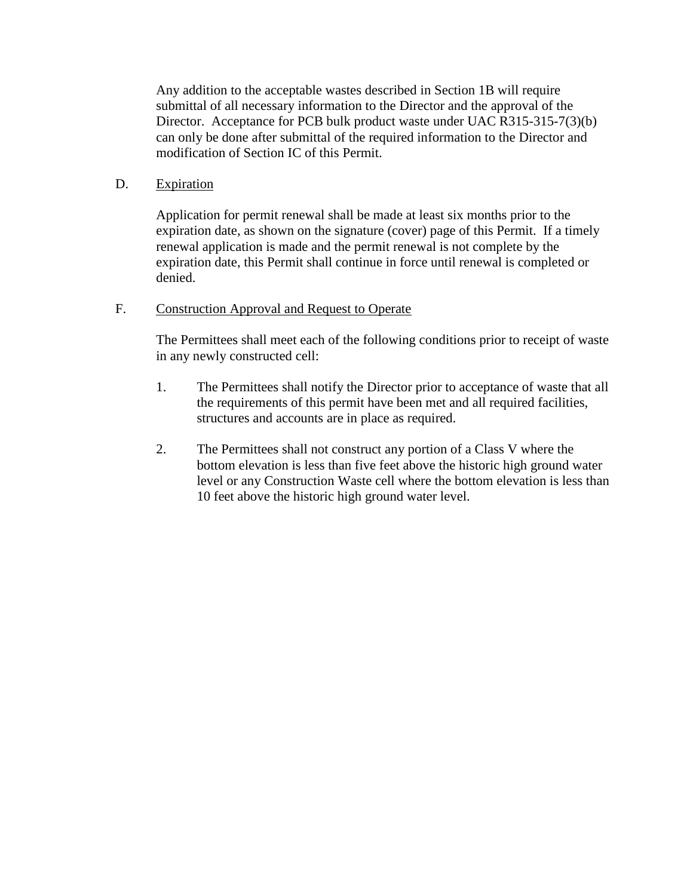Any addition to the acceptable wastes described in Section 1B will require submittal of all necessary information to the Director and the approval of the Director. Acceptance for PCB bulk product waste under UAC R315-315-7(3)(b) can only be done after submittal of the required information to the Director and modification of Section IC of this Permit.

D. Expiration

Application for permit renewal shall be made at least six months prior to the expiration date, as shown on the signature (cover) page of this Permit. If a timely renewal application is made and the permit renewal is not complete by the expiration date, this Permit shall continue in force until renewal is completed or denied.

F. Construction Approval and Request to Operate

The Permittees shall meet each of the following conditions prior to receipt of waste in any newly constructed cell:

1. The Permittees shall notify the Director prior to acceptance of waste that all the requirements of this permit have been met and all required facilities, structures and accounts are in place as required.

2. The Permittees shall not construct any portion of a Class V where the bottom elevation is less than five feet above the historic high ground water level or any Construction Waste cell where the bottom elevation is less than 10 feet above the historic high ground water level.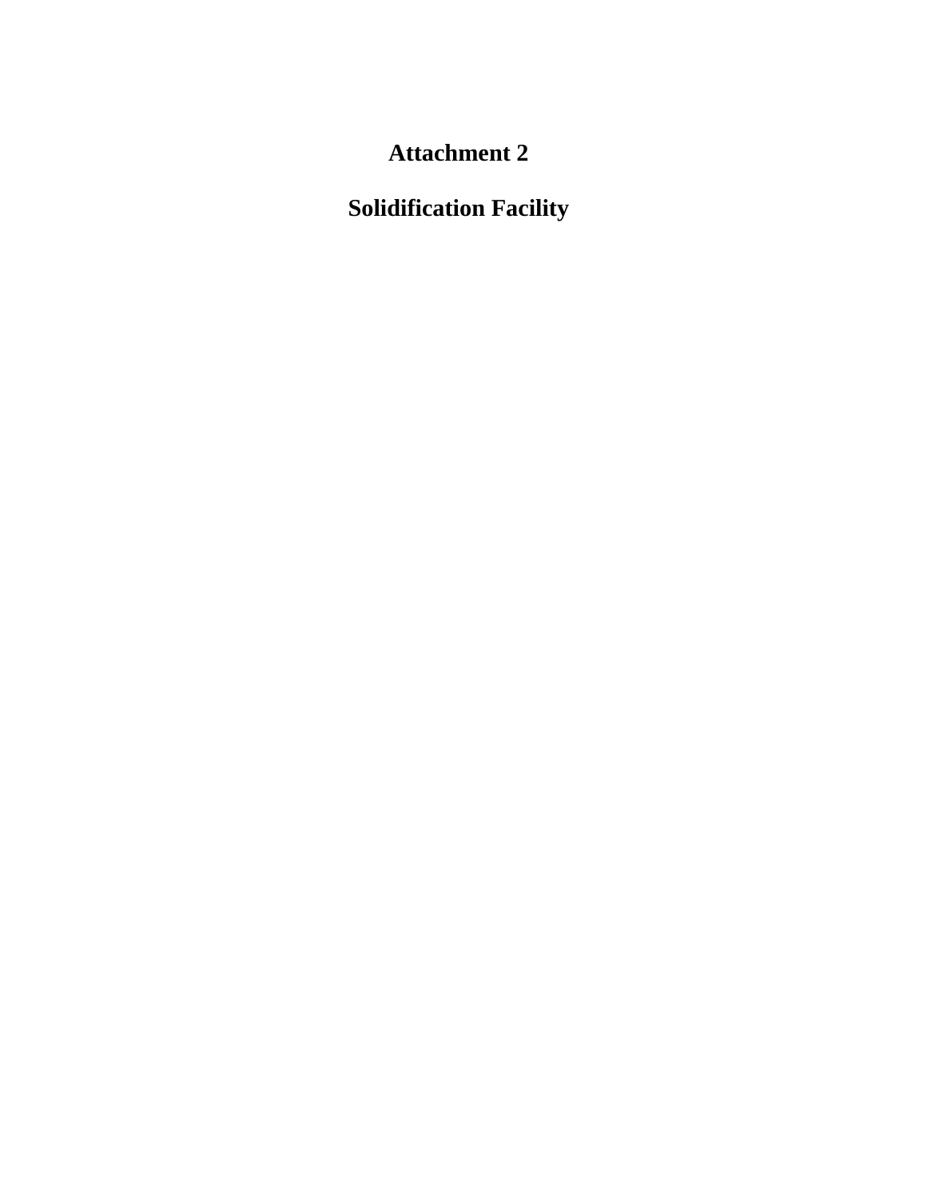# Attachment 2

# Solidification Facility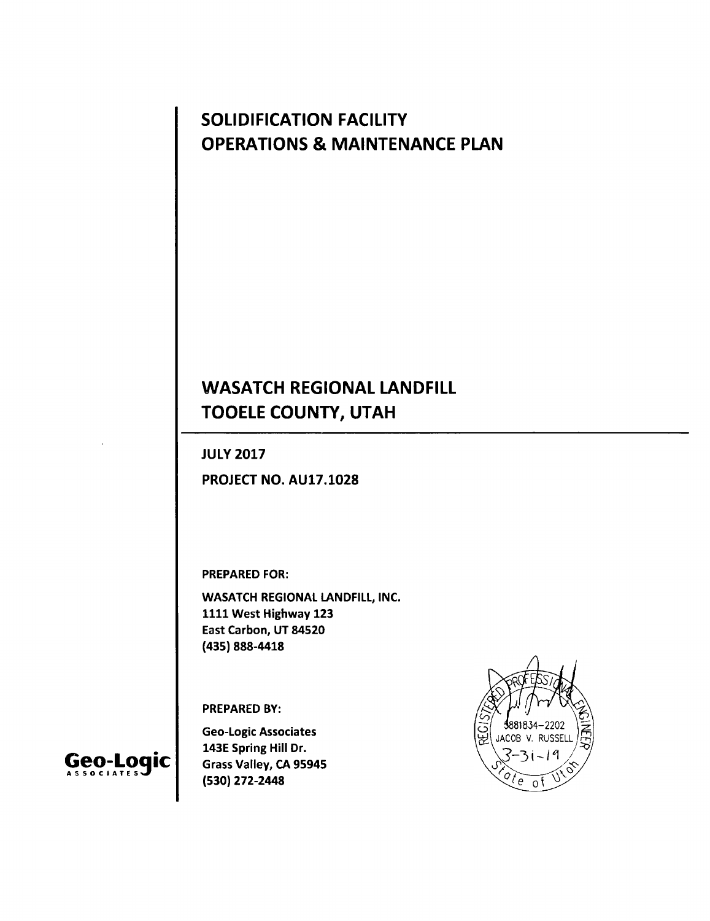# SOLIDIFICATION FACILITY OPERATIONS & MAINTENANCE PLAN

# WASATCH REGIONAL LANDFILL TOOELE COUNTY, UTAH

---

**JULY 2017**

**PROJECT NO. AU17.1028**

**PREPARED FOR:**

**WASATCH REGIONAL LANDFILL, INC.**
**1111 West Highway 123**
**East Carbon, UT 84520**
**(435) 888-4418**

**PREPARED BY:**

**Geo-Logic Associates**
**143E Spring Hill Dr.**
**Grass Valley, CA 95945**
**(530) 272-2448**

Geo-Logic ASSOCIATES

REGISTERED PROFESSIONAL ENGINEER
5881834-2202
JACOB V. RUSSELL
3-31-19
State of Utah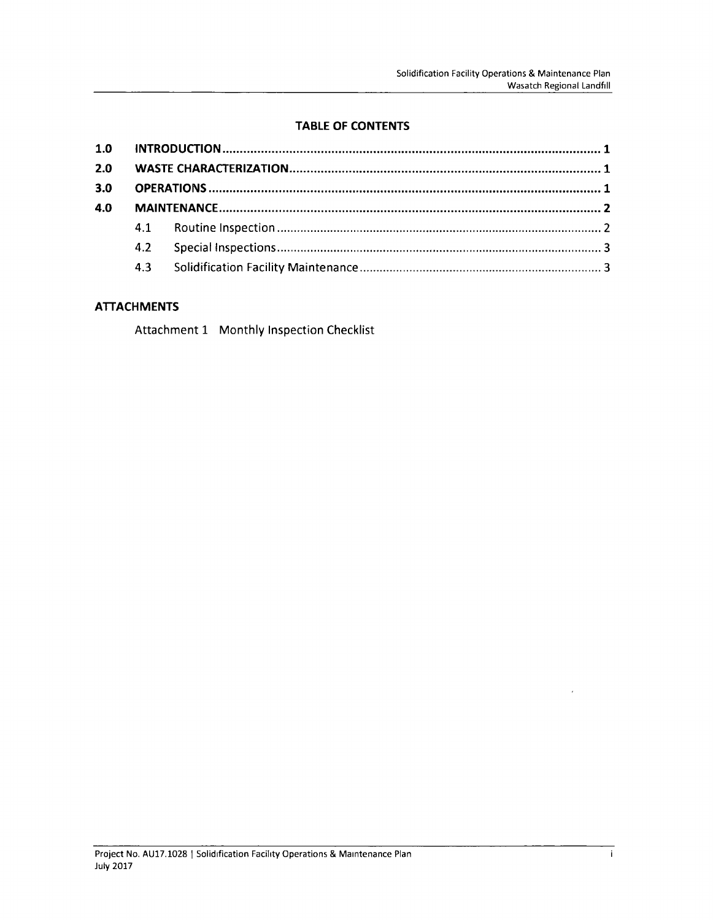## TABLE OF CONTENTS

| | | | |
|---|---|---|---|
| **1.0** | **INTRODUCTION** | | **1** |
| **2.0** | **WASTE CHARACTERIZATION** | | **1** |
| **3.0** | **OPERATIONS** | | **1** |
| **4.0** | **MAINTENANCE** | | **2** |
| | 4.1 | Routine Inspection | 2 |
| | 4.2 | Special Inspections | 3 |
| | 4.3 | Solidification Facility Maintenance | 3 |

## ATTACHMENTS

Attachment 1 Monthly Inspection Checklist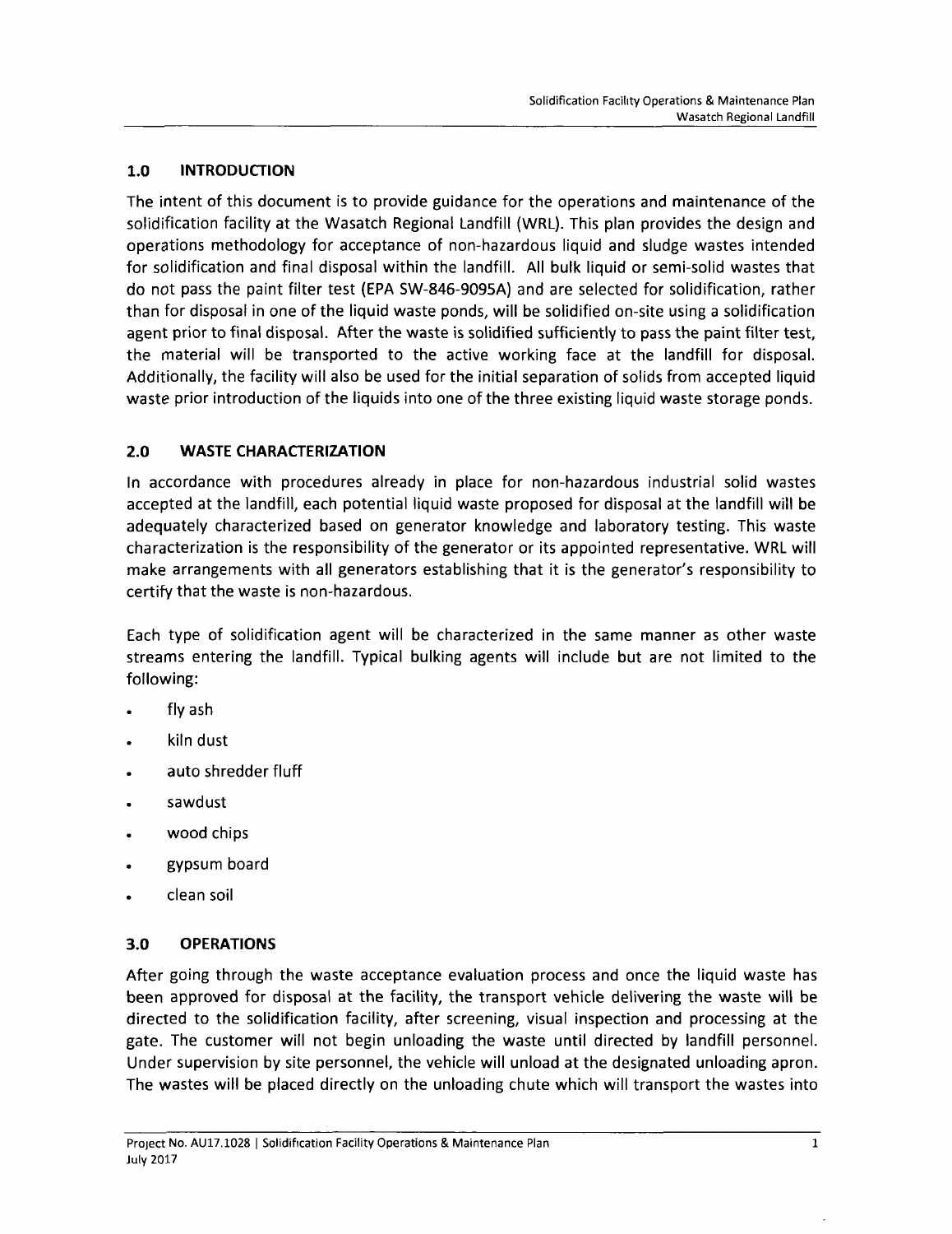## 1.0 INTRODUCTION

The intent of this document is to provide guidance for the operations and maintenance of the solidification facility at the Wasatch Regional Landfill (WRL). This plan provides the design and operations methodology for acceptance of non-hazardous liquid and sludge wastes intended for solidification and final disposal within the landfill. All bulk liquid or semi-solid wastes that do not pass the paint filter test (EPA SW-846-9095A) and are selected for solidification, rather than for disposal in one of the liquid waste ponds, will be solidified on-site using a solidification agent prior to final disposal. After the waste is solidified sufficiently to pass the paint filter test, the material will be transported to the active working face at the landfill for disposal. Additionally, the facility will also be used for the initial separation of solids from accepted liquid waste prior introduction of the liquids into one of the three existing liquid waste storage ponds.

## 2.0 WASTE CHARACTERIZATION

In accordance with procedures already in place for non-hazardous industrial solid wastes accepted at the landfill, each potential liquid waste proposed for disposal at the landfill will be adequately characterized based on generator knowledge and laboratory testing. This waste characterization is the responsibility of the generator or its appointed representative. WRL will make arrangements with all generators establishing that it is the generator's responsibility to certify that the waste is non-hazardous.

Each type of solidification agent will be characterized in the same manner as other waste streams entering the landfill. Typical bulking agents will include but are not limited to the following:

- fly ash
- kiln dust
- auto shredder fluff
- sawdust
- wood chips
- gypsum board
- clean soil

## 3.0 OPERATIONS

After going through the waste acceptance evaluation process and once the liquid waste has been approved for disposal at the facility, the transport vehicle delivering the waste will be directed to the solidification facility, after screening, visual inspection and processing at the gate. The customer will not begin unloading the waste until directed by landfill personnel. Under supervision by site personnel, the vehicle will unload at the designated unloading apron. The wastes will be placed directly on the unloading chute which will transport the wastes into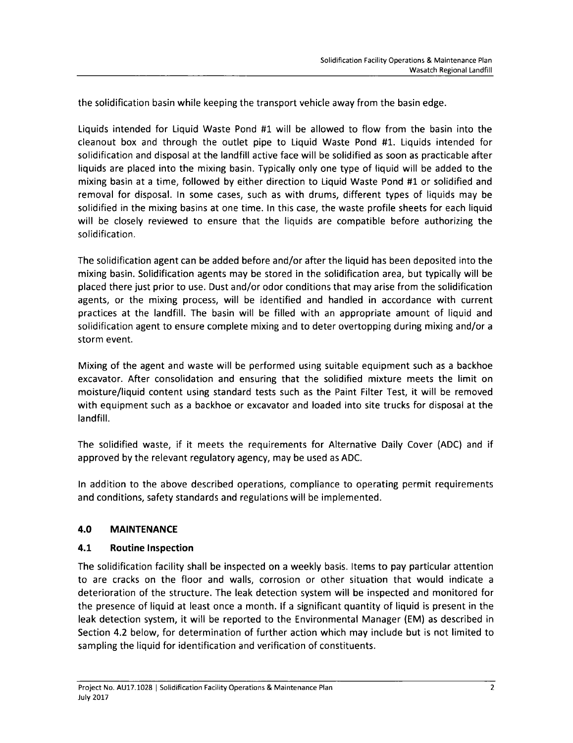the solidification basin while keeping the transport vehicle away from the basin edge.

Liquids intended for Liquid Waste Pond #1 will be allowed to flow from the basin into the cleanout box and through the outlet pipe to Liquid Waste Pond #1. Liquids intended for solidification and disposal at the landfill active face will be solidified as soon as practicable after liquids are placed into the mixing basin. Typically only one type of liquid will be added to the mixing basin at a time, followed by either direction to Liquid Waste Pond #1 or solidified and removal for disposal. In some cases, such as with drums, different types of liquids may be solidified in the mixing basins at one time. In this case, the waste profile sheets for each liquid will be closely reviewed to ensure that the liquids are compatible before authorizing the solidification.

The solidification agent can be added before and/or after the liquid has been deposited into the mixing basin. Solidification agents may be stored in the solidification area, but typically will be placed there just prior to use. Dust and/or odor conditions that may arise from the solidification agents, or the mixing process, will be identified and handled in accordance with current practices at the landfill. The basin will be filled with an appropriate amount of liquid and solidification agent to ensure complete mixing and to deter overtopping during mixing and/or a storm event.

Mixing of the agent and waste will be performed using suitable equipment such as a backhoe excavator. After consolidation and ensuring that the solidified mixture meets the limit on moisture/liquid content using standard tests such as the Paint Filter Test, it will be removed with equipment such as a backhoe or excavator and loaded into site trucks for disposal at the landfill.

The solidified waste, if it meets the requirements for Alternative Daily Cover (ADC) and if approved by the relevant regulatory agency, may be used as ADC.

In addition to the above described operations, compliance to operating permit requirements and conditions, safety standards and regulations will be implemented.

## 4.0 MAINTENANCE

### 4.1 Routine Inspection

The solidification facility shall be inspected on a weekly basis. Items to pay particular attention to are cracks on the floor and walls, corrosion or other situation that would indicate a deterioration of the structure. The leak detection system will be inspected and monitored for the presence of liquid at least once a month. If a significant quantity of liquid is present in the leak detection system, it will be reported to the Environmental Manager (EM) as described in Section 4.2 below, for determination of further action which may include but is not limited to sampling the liquid for identification and verification of constituents.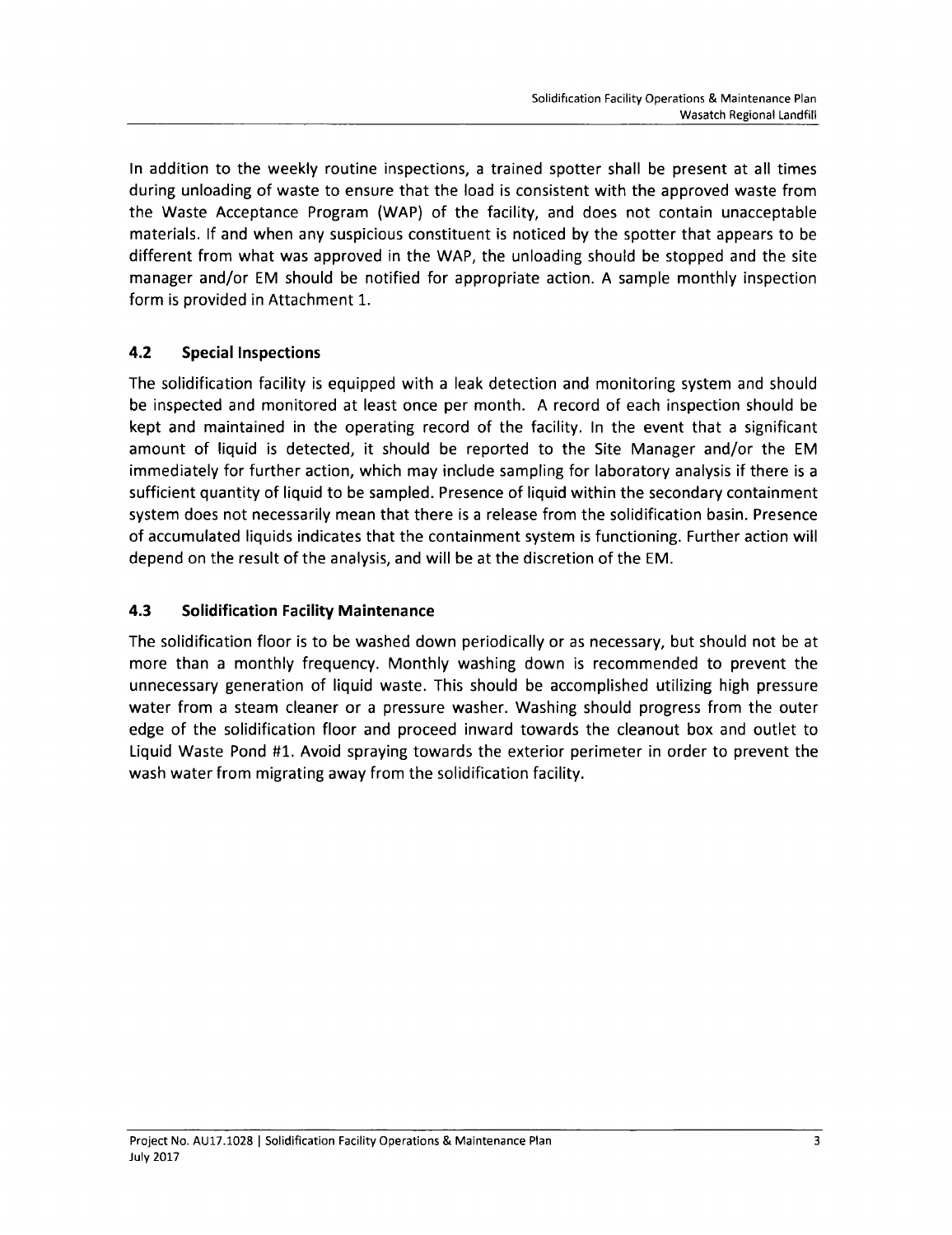In addition to the weekly routine inspections, a trained spotter shall be present at all times during unloading of waste to ensure that the load is consistent with the approved waste from the Waste Acceptance Program (WAP) of the facility, and does not contain unacceptable materials. If and when any suspicious constituent is noticed by the spotter that appears to be different from what was approved in the WAP, the unloading should be stopped and the site manager and/or EM should be notified for appropriate action. A sample monthly inspection form is provided in Attachment 1.

## 4.2 Special Inspections

The solidification facility is equipped with a leak detection and monitoring system and should be inspected and monitored at least once per month. A record of each inspection should be kept and maintained in the operating record of the facility. In the event that a significant amount of liquid is detected, it should be reported to the Site Manager and/or the EM immediately for further action, which may include sampling for laboratory analysis if there is a sufficient quantity of liquid to be sampled. Presence of liquid within the secondary containment system does not necessarily mean that there is a release from the solidification basin. Presence of accumulated liquids indicates that the containment system is functioning. Further action will depend on the result of the analysis, and will be at the discretion of the EM.

## 4.3 Solidification Facility Maintenance

The solidification floor is to be washed down periodically or as necessary, but should not be at more than a monthly frequency. Monthly washing down is recommended to prevent the unnecessary generation of liquid waste. This should be accomplished utilizing high pressure water from a steam cleaner or a pressure washer. Washing should progress from the outer edge of the solidification floor and proceed inward towards the cleanout box and outlet to Liquid Waste Pond #1. Avoid spraying towards the exterior perimeter in order to prevent the wash water from migrating away from the solidification facility.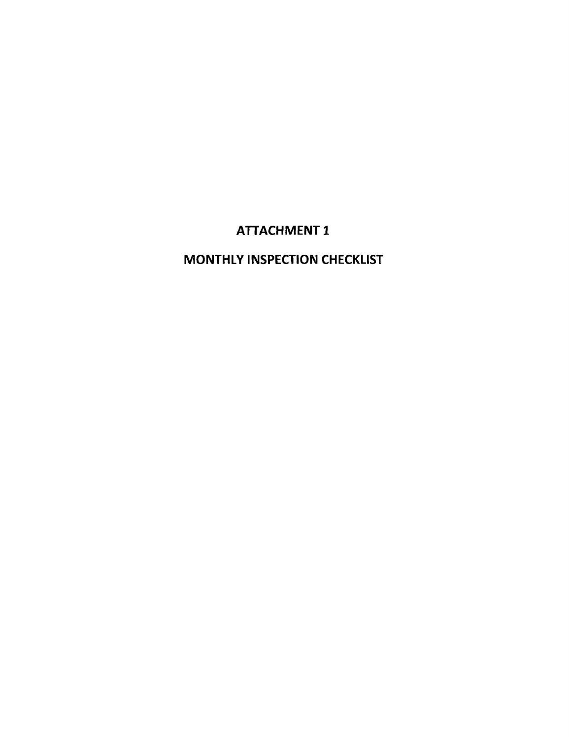# ATTACHMENT 1

# MONTHLY INSPECTION CHECKLIST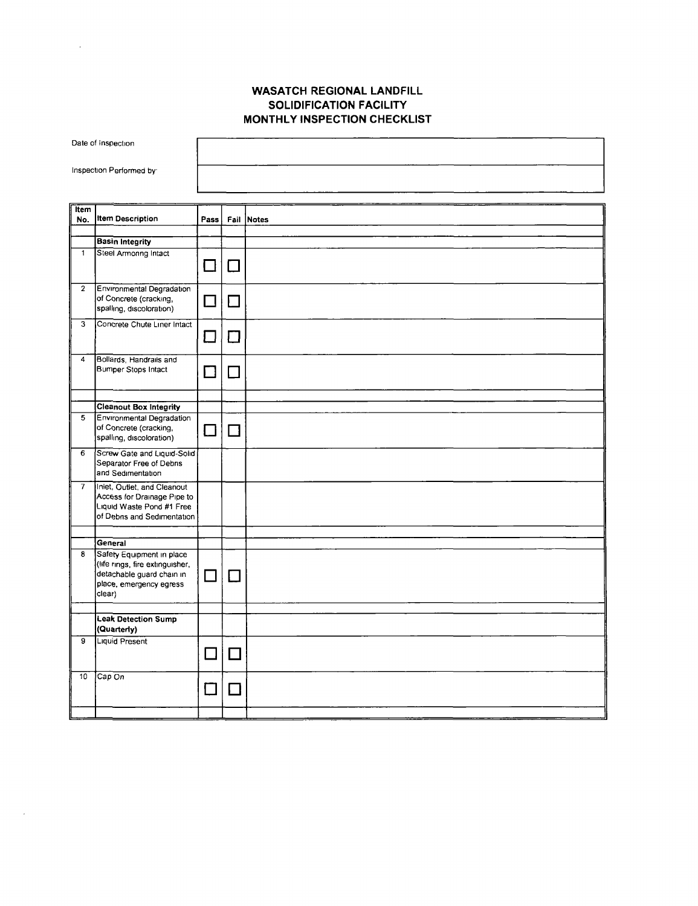# WASATCH REGIONAL LANDFILL
## SOLIDIFICATION FACILITY
## MONTHLY INSPECTION CHECKLIST

| | |
|---|---|
| Date of Inspection | |
| Inspection Performed by: | |

| Item No. | Item Description | Pass | Fail | Notes |
|---|---|---|---|---|
| | | | | |
| | **Basin Integrity** | | | |
| 1 | Steel Armoring Intact | ☐ | ☐ | |
| 2 | Environmental Degradation of Concrete (cracking, spalling, discoloration) | ☐ | ☐ | |
| 3 | Concrete Chute Liner Intact | ☐ | ☐ | |
| 4 | Bollards, Handrails and Bumper Stops Intact | ☐ | ☐ | |
| | | | | |
| | **Cleanout Box Integrity** | | | |
| 5 | Environmental Degradation of Concrete (cracking, spalling, discoloration) | ☐ | ☐ | |
| 6 | Screw Gate and Liquid-Solid Separator Free of Debris and Sedimentation | | | |
| 7 | Inlet, Outlet, and Cleanout Access for Drainage Pipe to Liquid Waste Pond #1 Free of Debris and Sedimentation | | | |
| | | | | |
| | **General** | | | |
| 8 | Safety Equipment in place (life rings, fire extinguisher, detachable guard chain in place, emergency egress clear) | ☐ | ☐ | |
| | | | | |
| | **Leak Detection Sump (Quarterly)** | | | |
| 9 | Liquid Present | ☐ | ☐ | |
| 10 | Cap On | ☐ | ☐ | |
| | | | | |